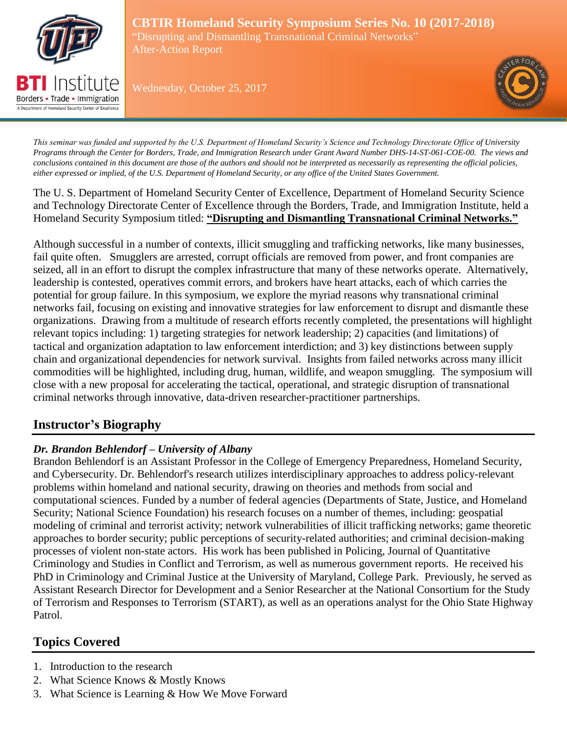# CBTIR Homeland Security Symposium Series No. 10 (2017-2018)

"Disrupting and Dismantling Transnational Criminal Networks"

After-Action Report

Wednesday, October 25, 2017

*This seminar was funded and supported by the U.S. Department of Homeland Security's Science and Technology Directorate Office of University Programs through the Center for Borders, Trade, and Immigration Research under Grant Award Number DHS-14-ST-061-COE-00. The views and conclusions contained in this document are those of the authors and should not be interpreted as necessarily as representing the official policies, either expressed or implied, of the U.S. Department of Homeland Security, or any office of the United States Government.*

The U. S. Department of Homeland Security Center of Excellence, Department of Homeland Security Science and Technology Directorate Center of Excellence through the Borders, Trade, and Immigration Institute, held a Homeland Security Symposium titled: **"Disrupting and Dismantling Transnational Criminal Networks."**

Although successful in a number of contexts, illicit smuggling and trafficking networks, like many businesses, fail quite often. Smugglers are arrested, corrupt officials are removed from power, and front companies are seized, all in an effort to disrupt the complex infrastructure that many of these networks operate. Alternatively, leadership is contested, operatives commit errors, and brokers have heart attacks, each of which carries the potential for group failure. In this symposium, we explore the myriad reasons why transnational criminal networks fail, focusing on existing and innovative strategies for law enforcement to disrupt and dismantle these organizations. Drawing from a multitude of research efforts recently completed, the presentations will highlight relevant topics including: 1) targeting strategies for network leadership; 2) capacities (and limitations) of tactical and organization adaptation to law enforcement interdiction; and 3) key distinctions between supply chain and organizational dependencies for network survival. Insights from failed networks across many illicit commodities will be highlighted, including drug, human, wildlife, and weapon smuggling. The symposium will close with a new proposal for accelerating the tactical, operational, and strategic disruption of transnational criminal networks through innovative, data-driven researcher-practitioner partnerships.

## Instructor's Biography

***Dr. Brandon Behlendorf – University of Albany***

Brandon Behlendorf is an Assistant Professor in the College of Emergency Preparedness, Homeland Security, and Cybersecurity. Dr. Behlendorf's research utilizes interdisciplinary approaches to address policy-relevant problems within homeland and national security, drawing on theories and methods from social and computational sciences. Funded by a number of federal agencies (Departments of State, Justice, and Homeland Security; National Science Foundation) his research focuses on a number of themes, including: geospatial modeling of criminal and terrorist activity; network vulnerabilities of illicit trafficking networks; game theoretic approaches to border security; public perceptions of security-related authorities; and criminal decision-making processes of violent non-state actors. His work has been published in Policing, Journal of Quantitative Criminology and Studies in Conflict and Terrorism, as well as numerous government reports. He received his PhD in Criminology and Criminal Justice at the University of Maryland, College Park. Previously, he served as Assistant Research Director for Development and a Senior Researcher at the National Consortium for the Study of Terrorism and Responses to Terrorism (START), as well as an operations analyst for the Ohio State Highway Patrol.

## Topics Covered

1. Introduction to the research
2. What Science Knows & Mostly Knows
3. What Science is Learning & How We Move Forward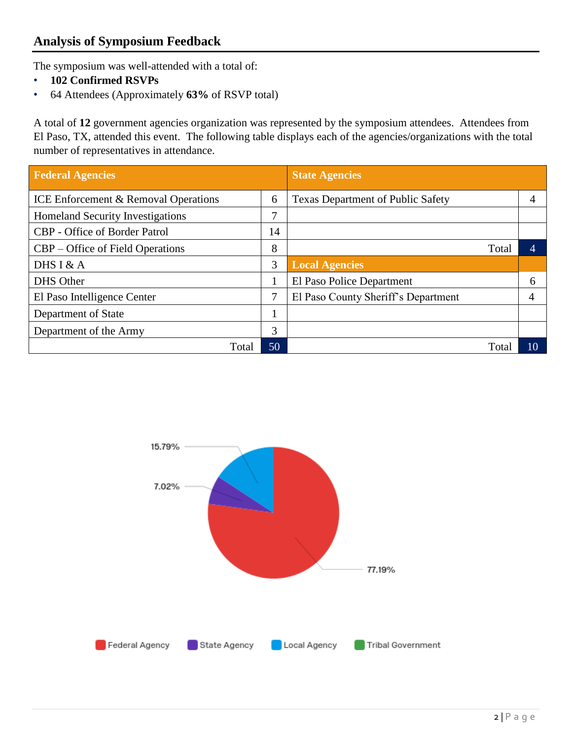## Analysis of Symposium Feedback

The symposium was well-attended with a total of:

- **102 Confirmed RSVPs**
- 64 Attendees (Approximately **63%** of RSVP total)

A total of **12** government agencies organization was represented by the symposium attendees. Attendees from El Paso, TX, attended this event. The following table displays each of the agencies/organizations with the total number of representatives in attendance.

| Federal Agencies | | State Agencies | |
|---|---|---|---|
| ICE Enforcement & Removal Operations | 6 | Texas Department of Public Safety | 4 |
| Homeland Security Investigations | 7 | | |
| CBP - Office of Border Patrol | 14 | | |
| CBP – Office of Field Operations | 8 | Total | 4 |
| DHS I & A | 3 | **Local Agencies** | |
| DHS Other | 1 | El Paso Police Department | 6 |
| El Paso Intelligence Center | 7 | El Paso County Sheriff's Department | 4 |
| Department of State | 1 | | |
| Department of the Army | 3 | | |
| Total | 50 | Total | 10 |

15.79%

7.02%

77.19%

Federal Agency · State Agency · Local Agency · Tribal Government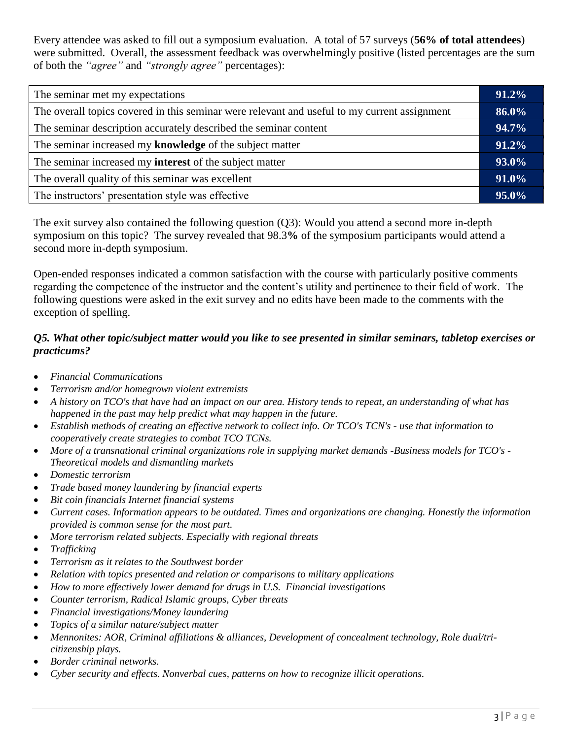Every attendee was asked to fill out a symposium evaluation. A total of 57 surveys (**56% of total attendees**) were submitted. Overall, the assessment feedback was overwhelmingly positive (listed percentages are the sum of both the *"agree"* and *"strongly agree"* percentages):

| Statement | Percentage |
|---|---|
| The seminar met my expectations | **91.2%** |
| The overall topics covered in this seminar were relevant and useful to my current assignment | **86.0%** |
| The seminar description accurately described the seminar content | **94.7%** |
| The seminar increased my **knowledge** of the subject matter | **91.2%** |
| The seminar increased my **interest** of the subject matter | **93.0%** |
| The overall quality of this seminar was excellent | **91.0%** |
| The instructors' presentation style was effective | **95.0%** |

The exit survey also contained the following question (Q3): Would you attend a second more in-depth symposium on this topic? The survey revealed that 98.3**%** of the symposium participants would attend a second more in-depth symposium.

Open-ended responses indicated a common satisfaction with the course with particularly positive comments regarding the competence of the instructor and the content's utility and pertinence to their field of work. The following questions were asked in the exit survey and no edits have been made to the comments with the exception of spelling.

***Q5. What other topic/subject matter would you like to see presented in similar seminars, tabletop exercises or practicums?***

- *Financial Communications*
- *Terrorism and/or homegrown violent extremists*
- *A history on TCO's that have had an impact on our area. History tends to repeat, an understanding of what has happened in the past may help predict what may happen in the future.*
- *Establish methods of creating an effective network to collect info. Or TCO's TCN's - use that information to cooperatively create strategies to combat TCO TCNs.*
- *More of a transnational criminal organizations role in supplying market demands -Business models for TCO's - Theoretical models and dismantling markets*
- *Domestic terrorism*
- *Trade based money laundering by financial experts*
- *Bit coin financials Internet financial systems*
- *Current cases. Information appears to be outdated. Times and organizations are changing. Honestly the information provided is common sense for the most part.*
- *More terrorism related subjects. Especially with regional threats*
- *Trafficking*
- *Terrorism as it relates to the Southwest border*
- *Relation with topics presented and relation or comparisons to military applications*
- *How to more effectively lower demand for drugs in U.S. Financial investigations*
- *Counter terrorism, Radical Islamic groups, Cyber threats*
- *Financial investigations/Money laundering*
- *Topics of a similar nature/subject matter*
- *Mennonites: AOR, Criminal affiliations & alliances, Development of concealment technology, Role dual/tri-citizenship plays.*
- *Border criminal networks.*
- *Cyber security and effects. Nonverbal cues, patterns on how to recognize illicit operations.*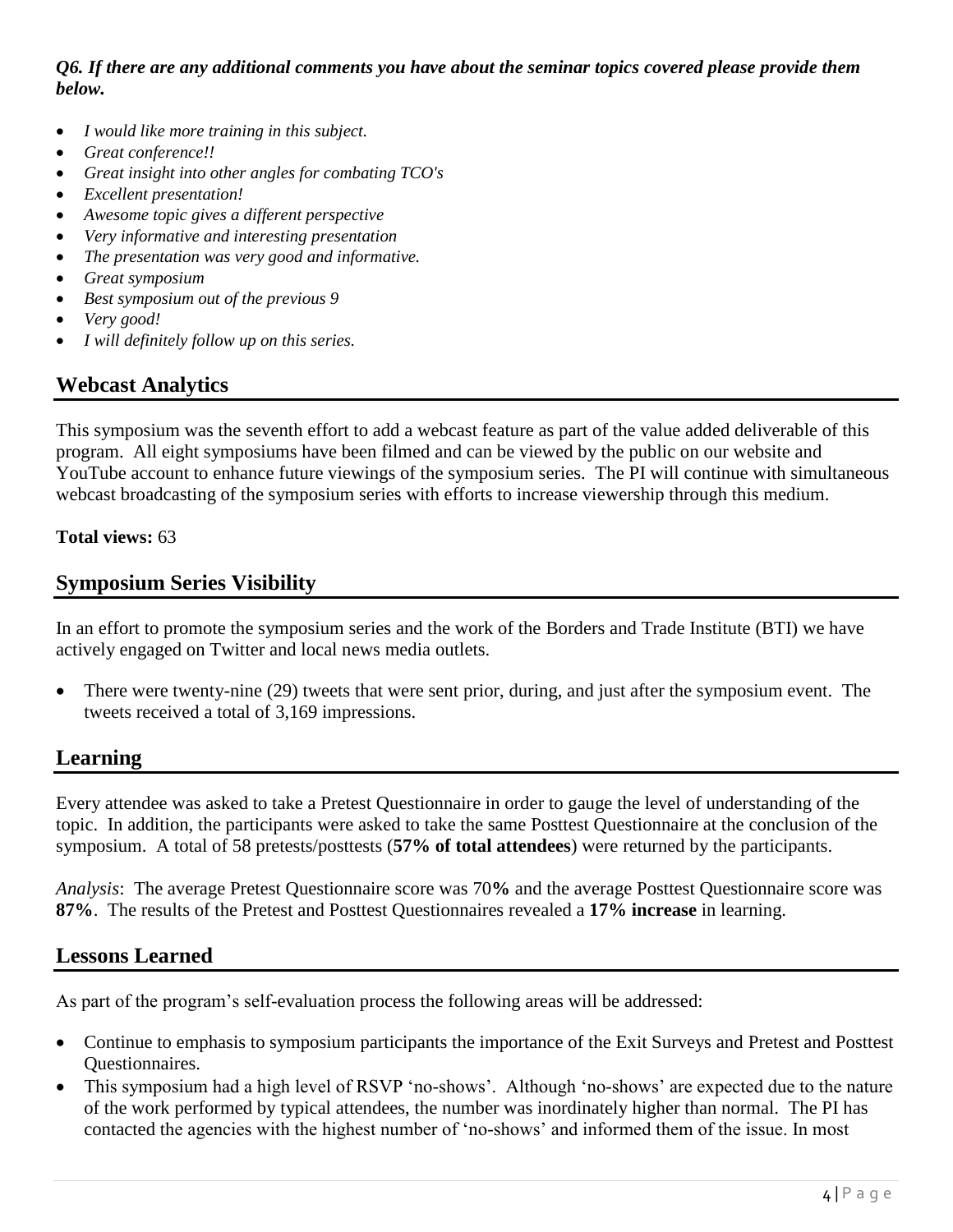***Q6. If there are any additional comments you have about the seminar topics covered please provide them below.***

- *I would like more training in this subject.*
- *Great conference!!*
- *Great insight into other angles for combating TCO's*
- *Excellent presentation!*
- *Awesome topic gives a different perspective*
- *Very informative and interesting presentation*
- *The presentation was very good and informative.*
- *Great symposium*
- *Best symposium out of the previous 9*
- *Very good!*
- *I will definitely follow up on this series.*

## Webcast Analytics

This symposium was the seventh effort to add a webcast feature as part of the value added deliverable of this program. All eight symposiums have been filmed and can be viewed by the public on our website and YouTube account to enhance future viewings of the symposium series. The PI will continue with simultaneous webcast broadcasting of the symposium series with efforts to increase viewership through this medium.

**Total views:** 63

## Symposium Series Visibility

In an effort to promote the symposium series and the work of the Borders and Trade Institute (BTI) we have actively engaged on Twitter and local news media outlets.

- There were twenty-nine (29) tweets that were sent prior, during, and just after the symposium event. The tweets received a total of 3,169 impressions.

## Learning

Every attendee was asked to take a Pretest Questionnaire in order to gauge the level of understanding of the topic. In addition, the participants were asked to take the same Posttest Questionnaire at the conclusion of the symposium. A total of 58 pretests/posttests (**57% of total attendees**) were returned by the participants.

*Analysis*: The average Pretest Questionnaire score was 70**%** and the average Posttest Questionnaire score was **87%**. The results of the Pretest and Posttest Questionnaires revealed a **17% increase** in learning.

## Lessons Learned

As part of the program's self-evaluation process the following areas will be addressed:

- Continue to emphasis to symposium participants the importance of the Exit Surveys and Pretest and Posttest Questionnaires.
- This symposium had a high level of RSVP 'no-shows'. Although 'no-shows' are expected due to the nature of the work performed by typical attendees, the number was inordinately higher than normal. The PI has contacted the agencies with the highest number of 'no-shows' and informed them of the issue. In most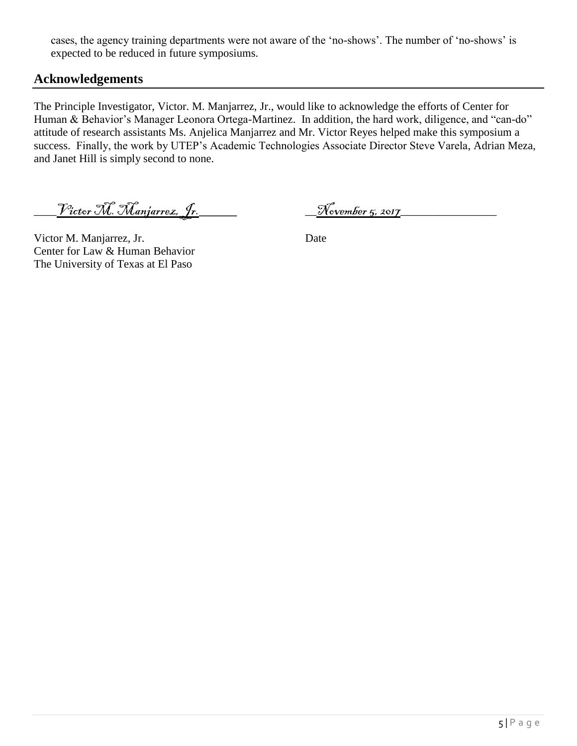cases, the agency training departments were not aware of the 'no-shows'. The number of 'no-shows' is expected to be reduced in future symposiums.

## Acknowledgements

The Principle Investigator, Victor. M. Manjarrez, Jr., would like to acknowledge the efforts of Center for Human & Behavior's Manager Leonora Ortega-Martinez. In addition, the hard work, diligence, and "can-do" attitude of research assistants Ms. Anjelica Manjarrez and Mr. Victor Reyes helped make this symposium a success. Finally, the work by UTEP's Academic Technologies Associate Director Steve Varela, Adrian Meza, and Janet Hill is simply second to none.

*Victor M. Manjarrez, Jr.* — *November 5, 2017*

Victor M. Manjarrez, Jr.
Center for Law & Human Behavior
The University of Texas at El Paso

Date